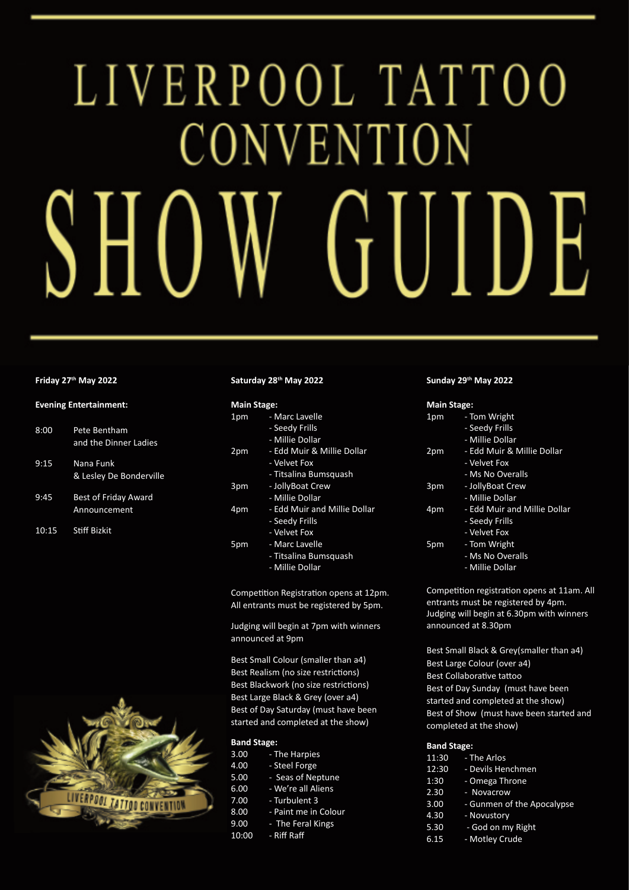# LIVERPOOL TATTOO CONVENTION

# SHOW GUIDE

### Friday 27th May 2022

**Evening Entertainment:**

| | |
|---|---|
| 8:00 | Pete Bentham and the Dinner Ladies |
| 9:15 | Nana Funk & Lesley De Bonderville |
| 9:45 | Best of Friday Award Announcement |
| 10:15 | Stiff Bizkit |

### Saturday 28th May 2022

**Main Stage:**

| | |
|---|---|
| 1pm | - Marc Lavelle<br>- Seedy Frills<br>- Millie Dollar |
| 2pm | - Edd Muir & Millie Dollar<br>- Velvet Fox<br>- Titsalina Bumsquash |
| 3pm | - JollyBoat Crew<br>- Millie Dollar |
| 4pm | - Edd Muir and Millie Dollar<br>- Seedy Frills<br>- Velvet Fox |
| 5pm | - Marc Lavelle<br>- Titsalina Bumsquash<br>- Millie Dollar |

Competition Registration opens at 12pm. All entrants must be registered by 5pm.

Judging will begin at 7pm with winners announced at 9pm

Best Small Colour (smaller than a4)
Best Realism (no size restrictions)
Best Blackwork (no size restrictions)
Best Large Black & Grey (over a4)
Best of Day Saturday (must have been started and completed at the show)

**Band Stage:**

| | |
|---|---|
| 3.00 | - The Harpies |
| 4.00 | - Steel Forge |
| 5.00 | - Seas of Neptune |
| 6.00 | - We're all Aliens |
| 7.00 | - Turbulent 3 |
| 8.00 | - Paint me in Colour |
| 9.00 | - The Feral Kings |
| 10:00 | - Riff Raff |

### Sunday 29th May 2022

**Main Stage:**

| | |
|---|---|
| 1pm | - Tom Wright<br>- Seedy Frills<br>- Millie Dollar |
| 2pm | - Edd Muir & Millie Dollar<br>- Velvet Fox<br>- Ms No Overalls |
| 3pm | - JollyBoat Crew<br>- Millie Dollar |
| 4pm | - Edd Muir and Millie Dollar<br>- Seedy Frills<br>- Velvet Fox |
| 5pm | - Tom Wright<br>- Ms No Overalls<br>- Millie Dollar |

Competition registration opens at 11am. All entrants must be registered by 4pm. Judging will begin at 6.30pm with winners announced at 8.30pm

Best Small Black & Grey(smaller than a4)
Best Large Colour (over a4)
Best Collaborative tattoo
Best of Day Sunday (must have been started and completed at the show)
Best of Show (must have been started and completed at the show)

**Band Stage:**

| | |
|---|---|
| 11:30 | - The Arlos |
| 12:30 | - Devils Henchmen |
| 1:30 | - Omega Throne |
| 2.30 | - Novacrow |
| 3.00 | - Gunmen of the Apocalypse |
| 4.30 | - Novustory |
| 5.30 | - God on my Right |
| 6.15 | - Motley Crude |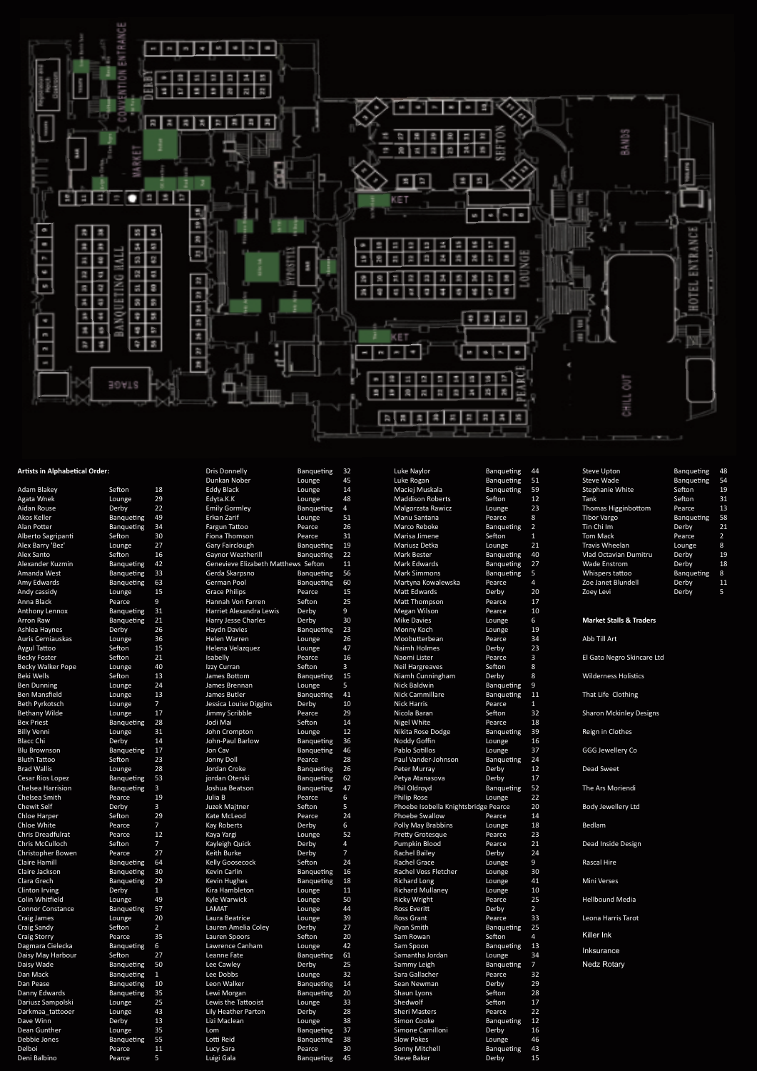**Artists in Alphabetical Order:**

| | | |
|---|---|---|
| Adam Blakey | Sefton | 18 |
| Agata Wnek | Lounge | 29 |
| Aidan Rouse | Derby | 22 |
| Akos Keller | Banqueting | 49 |
| Alan Potter | Banqueting | 34 |
| Alberto Sagripanti | Sefton | 30 |
| Alex Barry 'Bez' | Lounge | 27 |
| Alex Santo | Sefton | 16 |
| Alexander Kuzmin | Banqueting | 42 |
| Amanda West | Banqueting | 33 |
| Amy Edwards | Banqueting | 63 |
| Andy cassidy | Lounge | 15 |
| Anna Black | Pearce | 9 |
| Anthony Lennox | Banqueting | 31 |
| Arron Raw | Banqueting | 21 |
| Ashlea Haynes | Derby | 26 |
| Auris Cerniauskas | Lounge | 36 |
| Aygul Tattoo | Sefton | 15 |
| Becky Foster | Sefton | 21 |
| Becky Walker Pope | Lounge | 40 |
| Beki Wells | Sefton | 13 |
| Ben Dunning | Lounge | 24 |
| Ben Mansfield | Lounge | 13 |
| Beth Pyrkotsch | Lounge | 7 |
| Bethany Wilde | Lounge | 17 |
| Bex Priest | Banqueting | 28 |
| Billy Venni | Lounge | 31 |
| Blacc Chi | Derby | 14 |
| Blu Brownson | Banqueting | 17 |
| Bluth Tattoo | Sefton | 23 |
| Brad Wallis | Lounge | 28 |
| Cesar Rios Lopez | Banqueting | 53 |
| Chelsea Harrision | Banqueting | 3 |
| Chelsea Smith | Pearce | 19 |
| Chewit Self | Derby | 3 |
| Chloe Harper | Sefton | 29 |
| Chloe White | Pearce | 7 |
| Chris Dreadfulrat | Pearce | 12 |
| Chris McCulloch | Sefton | 7 |
| Christopher Bowen | Pearce | 27 |
| Claire Hamill | Banqueting | 64 |
| Claire Jackson | Banqueting | 30 |
| Clara Grech | Banqueting | 29 |
| Clinton Irving | Derby | 1 |
| Colin Whitfield | Lounge | 49 |
| Connor Constance | Banqueting | 57 |
| Craig James | Lounge | 20 |
| Craig Sandy | Sefton | 2 |
| Craig Storry | Pearce | 35 |
| Dagmara Cielecka | Banqueting | 6 |
| Daisy May Harbour | Sefton | 27 |
| Daisy Wade | Banqueting | 50 |
| Dan Mack | Banqueting | 1 |
| Dan Pease | Banqueting | 10 |
| Danny Edwards | Banqueting | 35 |
| Dariusz Sampolski | Lounge | 25 |
| Darkmaa_tattooer | Lounge | 43 |
| Dave Winn | Derby | 13 |
| Dean Gunther | Lounge | 35 |
| Debbie Jones | Banqueting | 55 |
| Delboi | Pearce | 11 |
| Deni Balbino | Pearce | 5 |
| Dris Donnelly | Banqueting | 32 |
| Dunkan Nober | Lounge | 45 |
| Eddy Black | Lounge | 14 |
| Edyta.K.K | Lounge | 48 |
| Emily Gormley | Banqueting | 4 |
| Erkan Zarif | Lounge | 51 |
| Fargun Tattoo | Pearce | 26 |
| Fiona Thomson | Pearce | 31 |
| Gary Fairclough | Banqueting | 19 |
| Gaynor Weatherill | Banqueting | 22 |
| Genevieve Elizabeth Matthews | Sefton | 11 |
| Gerda Skarpsno | Banqueting | 56 |
| German Pool | Banqueting | 60 |
| Grace Philips | Pearce | 15 |
| Hannah Von Farren | Sefton | 25 |
| Harriet Alexandra Lewis | Derby | 9 |
| Harry Jesse Charles | Derby | 30 |
| Haydn Davies | Banqueting | 23 |
| Helen Warren | Lounge | 26 |
| Helena Velazquez | Lounge | 47 |
| Isabelly | Pearce | 16 |
| Izzy Curran | Sefton | 3 |
| James Bottom | Banqueting | 15 |
| James Brennan | Lounge | 5 |
| James Butler | Banqueting | 41 |
| Jessica Louise Diggins | Derby | 10 |
| Jimmy Scribble | Pearce | 29 |
| Jodi Mai | Sefton | 14 |
| John Crompton | Lounge | 12 |
| John-Paul Barlow | Banqueting | 36 |
| Jon Cav | Banqueting | 46 |
| Jonny Doll | Pearce | 28 |
| Jordan Croke | Banqueting | 26 |
| jordan Oterski | Banqueting | 62 |
| Joshua Beatson | Banqueting | 47 |
| Julia B | Pearce | 6 |
| Juzek Majtner | Sefton | 5 |
| Kate McLeod | Pearce | 24 |
| Kay Roberts | Derby | 6 |
| Kaya Yargi | Lounge | 52 |
| Kayleigh Quick | Derby | 4 |
| Keith Burke | Derby | 7 |
| Kelly Goosecock | Sefton | 24 |
| Kevin Carlin | Banqueting | 16 |
| Kevin Hughes | Banqueting | 18 |
| Kira Hambleton | Lounge | 11 |
| Kyle Warwick | Lounge | 50 |
| LAMAT | Lounge | 44 |
| Laura Beatrice | Lounge | 39 |
| Lauren Amelia Coley | Derby | 27 |
| Lauren Spoors | Sefton | 20 |
| Lawrence Canham | Lounge | 42 |
| Leanne Fate | Banqueting | 61 |
| Lee Cawley | Derby | 25 |
| Lee Dobbs | Lounge | 32 |
| Leon Walker | Banqueting | 14 |
| Lewi Morgan | Banqueting | 20 |
| Lewis the Tattooist | Lounge | 33 |
| Lily Heather Parton | Derby | 28 |
| Lizi Maclean | Lounge | 38 |
| Lom | Banqueting | 37 |
| Lotti Reid | Banqueting | 38 |
| Lucy Sara | Pearce | 30 |
| Luigi Gala | Banqueting | 45 |
| Luke Naylor | Banqueting | 44 |
| Luke Rogan | Banqueting | 51 |
| Maciej Muskala | Banqueting | 59 |
| Maddison Roberts | Sefton | 12 |
| Malgorzata Rawicz | Lounge | 23 |
| Manu Santana | Pearce | 8 |
| Marco Reboke | Banqueting | 2 |
| Marisa Jimene | Sefton | 1 |
| Mariusz Detka | Lounge | 21 |
| Mark Bester | Banqueting | 40 |
| Mark Edwards | Banqueting | 27 |
| Mark Simmons | Banqueting | 5 |
| Martyna Kowalewska | Pearce | 4 |
| Matt Edwards | Derby | 20 |
| Matt Thompson | Pearce | 17 |
| Megan Wilson | Pearce | 10 |
| Mike Davies | Lounge | 6 |
| Monny Koch | Lounge | 19 |
| Moobutterbean | Pearce | 34 |
| Naimh Holmes | Derby | 23 |
| Naomi Lister | Pearce | 3 |
| Neil Hargreaves | Sefton | 8 |
| Niamh Cunningham | Derby | 8 |
| Nick Baldwin | Banqueting | 9 |
| Nick Cammillare | Banqueting | 11 |
| Nick Harris | Pearce | 1 |
| Nicola Baran | Sefton | 32 |
| Nigel White | Pearce | 18 |
| Nikita Rose Dodge | Banqueting | 39 |
| Noddy Goffin | Lounge | 16 |
| Pablo Sotillos | Lounge | 37 |
| Paul Vander-Johnson | Banqueting | 24 |
| Peter Murray | Derby | 12 |
| Petya Atanasova | Derby | 17 |
| Phil Oldroyd | Banqueting | 52 |
| Philip Rose | Lounge | 22 |
| Phoebe Isobella Knightsbridge | Pearce | 20 |
| Phoebe Swallow | Pearce | 14 |
| Polly May Brabbins | Lounge | 18 |
| Pretty Grotesque | Pearce | 23 |
| Pumpkin Blood | Pearce | 21 |
| Rachel Bailey | Derby | 24 |
| Rachel Grace | Lounge | 9 |
| Rachel Voss Fletcher | Lounge | 30 |
| Richard Long | Lounge | 41 |
| Richard Mullaney | Lounge | 10 |
| Ricky Wright | Pearce | 25 |
| Ross Everitt | Derby | 2 |
| Ross Grant | Pearce | 33 |
| Ryan Smith | Banqueting | 25 |
| Sam Rowan | Sefton | 4 |
| Sam Spoon | Banqueting | 13 |
| Samantha Jordan | Lounge | 34 |
| Sammy Leigh | Banqueting | 7 |
| Sara Gallacher | Pearce | 32 |
| Sean Newman | Derby | 29 |
| Shaun Lyons | Sefton | 28 |
| Shedwolf | Sefton | 17 |
| Sheri Masters | Pearce | 22 |
| Simon Cooke | Banqueting | 12 |
| Simone Camilloni | Derby | 16 |
| Slow Pokes | Lounge | 46 |
| Sonny Mitchell | Banqueting | 43 |
| Steve Baker | Derby | 15 |
| Steve Upton | Banqueting | 48 |
| Steve Wade | Banqueting | 54 |
| Stephanie White | Sefton | 19 |
| Tank | Sefton | 31 |
| Thomas Higginbottom | Pearce | 13 |
| Tibor Vargo | Banqueting | 58 |
| Tin Chi Im | Derby | 21 |
| Tom Mack | Pearce | 2 |
| Travis Wheelan | Lounge | 8 |
| Vlad Octavian Dumitru | Derby | 19 |
| Wade Enstrom | Derby | 18 |
| Whispers tattoo | Banqueting | 8 |
| Zoe Janet Blundell | Derby | 11 |
| Zoey Levi | Derby | 5 |

**Market Stalls & Traders**

Abb Till Art

El Gato Negro Skincare Ltd

Wilderness Holistics

That Life Clothing

Sharon Mckinley Designs

Reign in Clothes

GGG Jewellery Co

Dead Sweet

The Ars Moriendi

Body Jewellery Ltd

Bedlam

Dead Inside Design

Rascal Hire

Mini Verses

Hellbound Media

Leona Harris Tarot

Killer Ink

Inksurance

Nedz Rotary